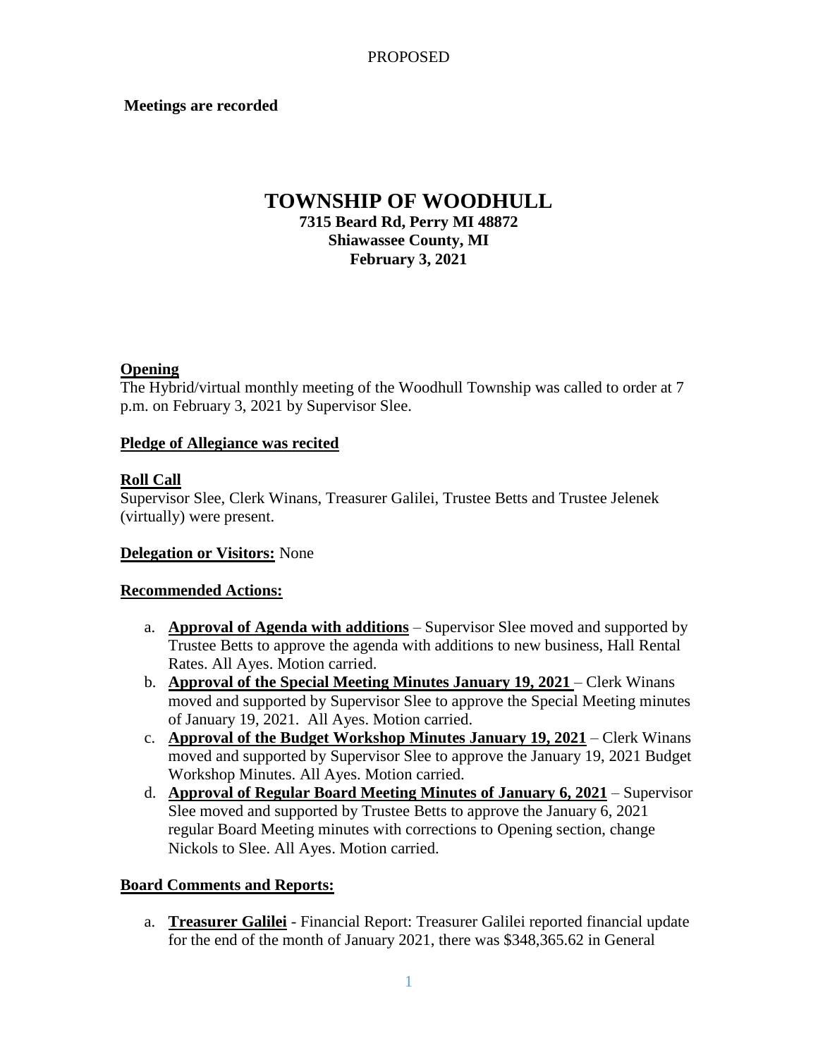PROPOSED

**Meetings are recorded**

# TOWNSHIP OF WOODHULL

**7315 Beard Rd, Perry MI 48872**
**Shiawassee County, MI**
**February 3, 2021**

## Opening

The Hybrid/virtual monthly meeting of the Woodhull Township was called to order at 7 p.m. on February 3, 2021 by Supervisor Slee.

## Pledge of Allegiance was recited

## Roll Call

Supervisor Slee, Clerk Winans, Treasurer Galilei, Trustee Betts and Trustee Jelenek (virtually) were present.

**Delegation or Visitors:** None

## Recommended Actions:

a. **Approval of Agenda with additions** – Supervisor Slee moved and supported by Trustee Betts to approve the agenda with additions to new business, Hall Rental Rates. All Ayes. Motion carried.
b. **Approval of the Special Meeting Minutes January 19, 2021** – Clerk Winans moved and supported by Supervisor Slee to approve the Special Meeting minutes of January 19, 2021. All Ayes. Motion carried.
c. **Approval of the Budget Workshop Minutes January 19, 2021** – Clerk Winans moved and supported by Supervisor Slee to approve the January 19, 2021 Budget Workshop Minutes. All Ayes. Motion carried.
d. **Approval of Regular Board Meeting Minutes of January 6, 2021** – Supervisor Slee moved and supported by Trustee Betts to approve the January 6, 2021 regular Board Meeting minutes with corrections to Opening section, change Nickols to Slee. All Ayes. Motion carried.

## Board Comments and Reports:

a. **Treasurer Galilei** - Financial Report: Treasurer Galilei reported financial update for the end of the month of January 2021, there was $348,365.62 in General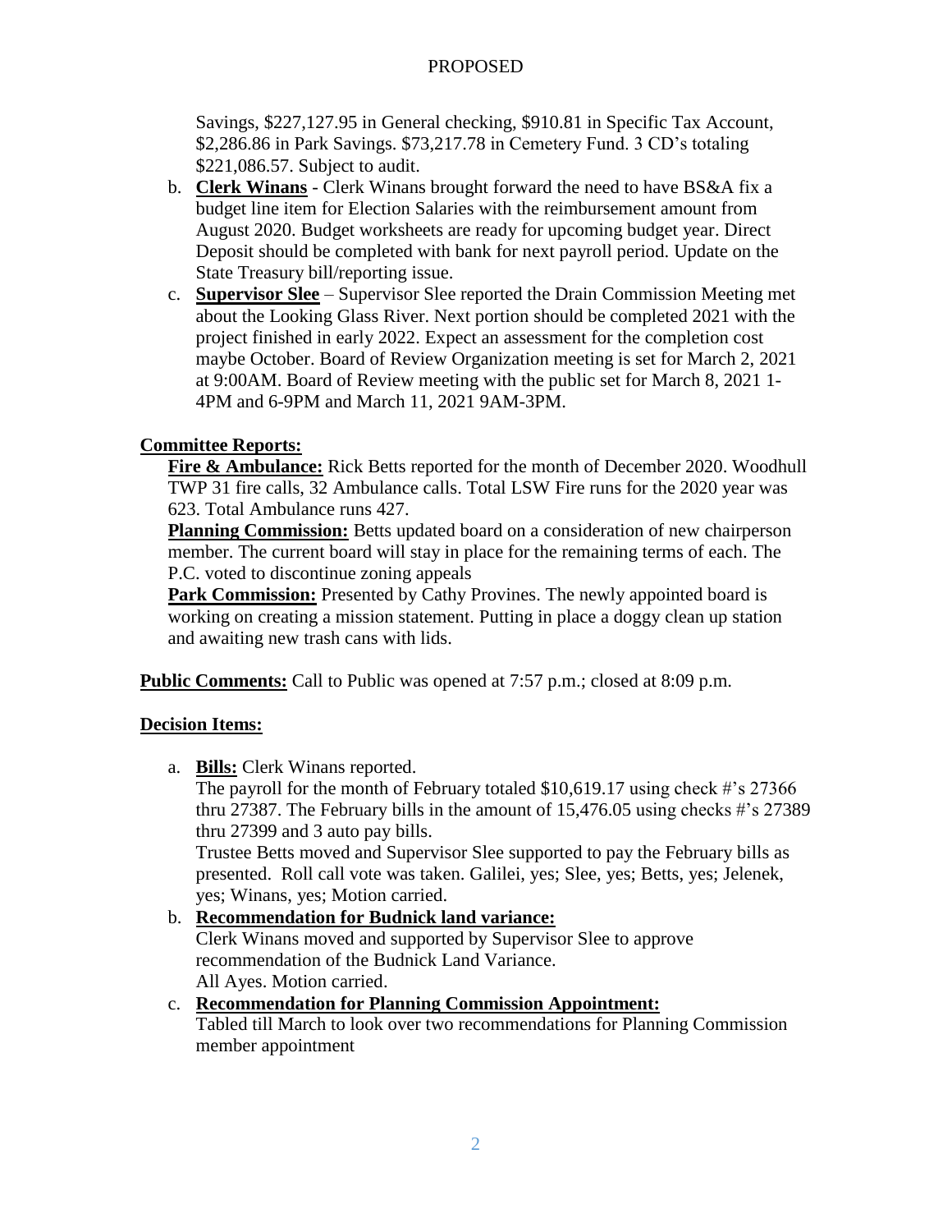PROPOSED

Savings, $227,127.95 in General checking, $910.81 in Specific Tax Account, $2,286.86 in Park Savings. $73,217.78 in Cemetery Fund. 3 CD's totaling $221,086.57. Subject to audit.

b. **Clerk Winans** - Clerk Winans brought forward the need to have BS&A fix a budget line item for Election Salaries with the reimbursement amount from August 2020. Budget worksheets are ready for upcoming budget year. Direct Deposit should be completed with bank for next payroll period. Update on the State Treasury bill/reporting issue.

c. **Supervisor Slee** – Supervisor Slee reported the Drain Commission Meeting met about the Looking Glass River. Next portion should be completed 2021 with the project finished in early 2022. Expect an assessment for the completion cost maybe October. Board of Review Organization meeting is set for March 2, 2021 at 9:00AM. Board of Review meeting with the public set for March 8, 2021 1-4PM and 6-9PM and March 11, 2021 9AM-3PM.

**Committee Reports:**

**Fire & Ambulance:** Rick Betts reported for the month of December 2020. Woodhull TWP 31 fire calls, 32 Ambulance calls. Total LSW Fire runs for the 2020 year was 623. Total Ambulance runs 427.

**Planning Commission:** Betts updated board on a consideration of new chairperson member. The current board will stay in place for the remaining terms of each. The P.C. voted to discontinue zoning appeals

**Park Commission:** Presented by Cathy Provines. The newly appointed board is working on creating a mission statement. Putting in place a doggy clean up station and awaiting new trash cans with lids.

**Public Comments:** Call to Public was opened at 7:57 p.m.; closed at 8:09 p.m.

**Decision Items:**

a. **Bills:** Clerk Winans reported.
The payroll for the month of February totaled $10,619.17 using check #'s 27366 thru 27387. The February bills in the amount of 15,476.05 using checks #'s 27389 thru 27399 and 3 auto pay bills.
Trustee Betts moved and Supervisor Slee supported to pay the February bills as presented. Roll call vote was taken. Galilei, yes; Slee, yes; Betts, yes; Jelenek, yes; Winans, yes; Motion carried.

b. **Recommendation for Budnick land variance:**
Clerk Winans moved and supported by Supervisor Slee to approve recommendation of the Budnick Land Variance.
All Ayes. Motion carried.

c. **Recommendation for Planning Commission Appointment:**
Tabled till March to look over two recommendations for Planning Commission member appointment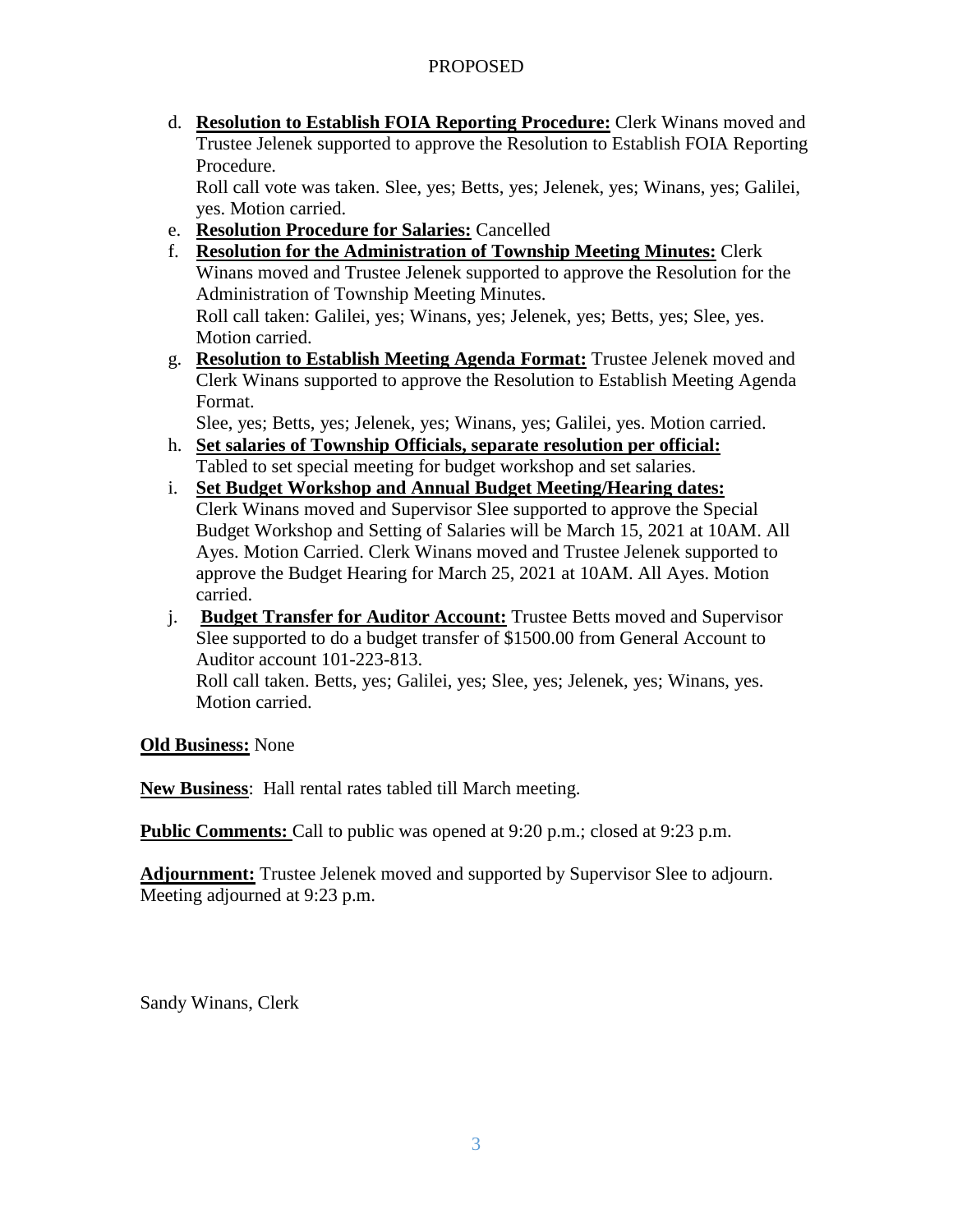PROPOSED

d. **Resolution to Establish FOIA Reporting Procedure:** Clerk Winans moved and Trustee Jelenek supported to approve the Resolution to Establish FOIA Reporting Procedure.
   Roll call vote was taken. Slee, yes; Betts, yes; Jelenek, yes; Winans, yes; Galilei, yes. Motion carried.
e. **Resolution Procedure for Salaries:** Cancelled
f. **Resolution for the Administration of Township Meeting Minutes:** Clerk Winans moved and Trustee Jelenek supported to approve the Resolution for the Administration of Township Meeting Minutes.
   Roll call taken: Galilei, yes; Winans, yes; Jelenek, yes; Betts, yes; Slee, yes. Motion carried.
g. **Resolution to Establish Meeting Agenda Format:** Trustee Jelenek moved and Clerk Winans supported to approve the Resolution to Establish Meeting Agenda Format.
   Slee, yes; Betts, yes; Jelenek, yes; Winans, yes; Galilei, yes. Motion carried.
h. **Set salaries of Township Officials, separate resolution per official:** Tabled to set special meeting for budget workshop and set salaries.
i. **Set Budget Workshop and Annual Budget Meeting/Hearing dates:** Clerk Winans moved and Supervisor Slee supported to approve the Special Budget Workshop and Setting of Salaries will be March 15, 2021 at 10AM. All Ayes. Motion Carried. Clerk Winans moved and Trustee Jelenek supported to approve the Budget Hearing for March 25, 2021 at 10AM. All Ayes. Motion carried.
j. **Budget Transfer for Auditor Account:** Trustee Betts moved and Supervisor Slee supported to do a budget transfer of $1500.00 from General Account to Auditor account 101-223-813.
   Roll call taken. Betts, yes; Galilei, yes; Slee, yes; Jelenek, yes; Winans, yes. Motion carried.

**Old Business:** None

**New Business**: Hall rental rates tabled till March meeting.

**Public Comments:** Call to public was opened at 9:20 p.m.; closed at 9:23 p.m.

**Adjournment:** Trustee Jelenek moved and supported by Supervisor Slee to adjourn. Meeting adjourned at 9:23 p.m.

Sandy Winans, Clerk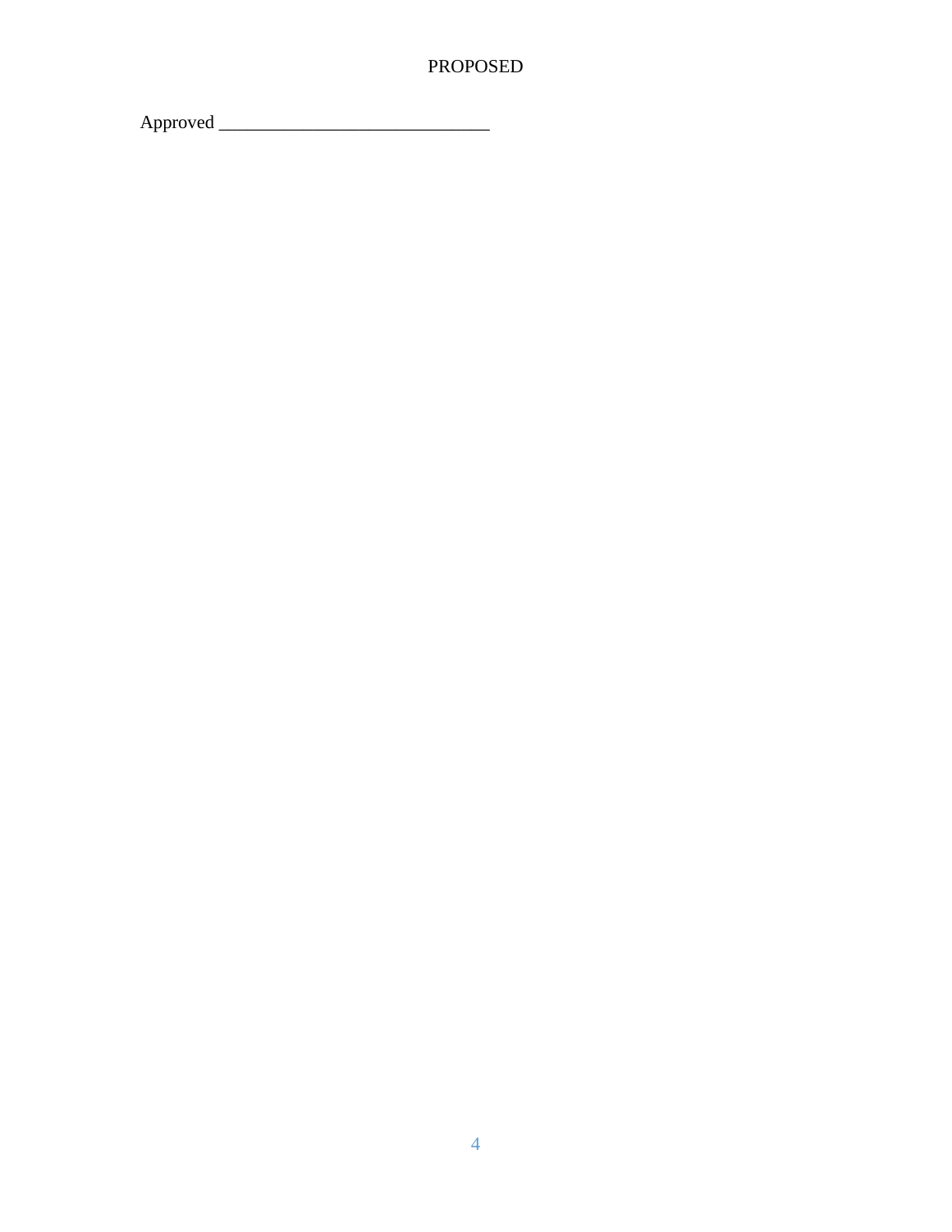PROPOSED

Approved _____________________________